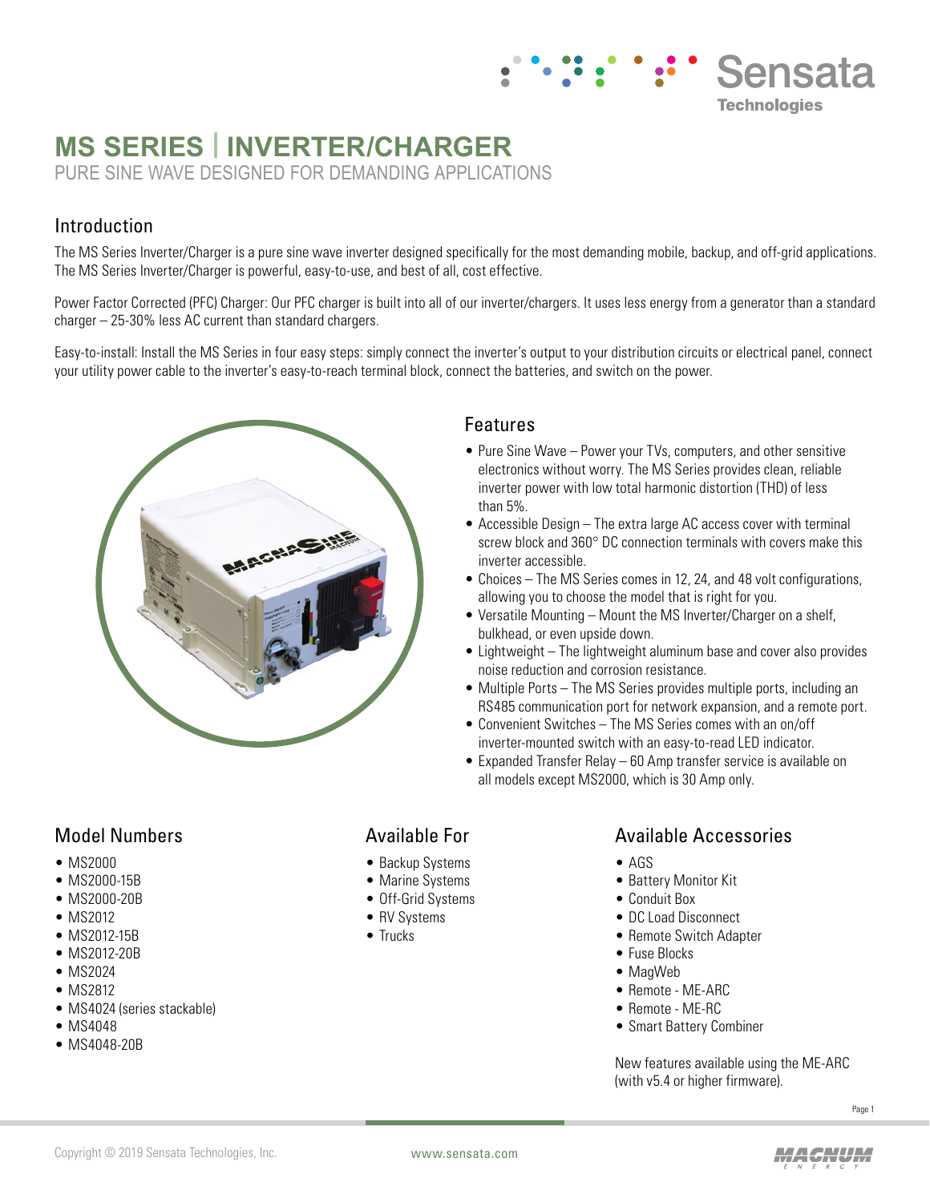# MS SERIES | INVERTER/CHARGER

PURE SINE WAVE DESIGNED FOR DEMANDING APPLICATIONS

## Introduction

The MS Series Inverter/Charger is a pure sine wave inverter designed specifically for the most demanding mobile, backup, and off-grid applications. The MS Series Inverter/Charger is powerful, easy-to-use, and best of all, cost effective.

Power Factor Corrected (PFC) Charger: Our PFC charger is built into all of our inverter/chargers. It uses less energy from a generator than a standard charger – 25-30% less AC current than standard chargers.

Easy-to-install: Install the MS Series in four easy steps: simply connect the inverter's output to your distribution circuits or electrical panel, connect your utility power cable to the inverter's easy-to-reach terminal block, connect the batteries, and switch on the power.

## Features

- Pure Sine Wave – Power your TVs, computers, and other sensitive electronics without worry. The MS Series provides clean, reliable inverter power with low total harmonic distortion (THD) of less than 5%.
- Accessible Design – The extra large AC access cover with terminal screw block and 360° DC connection terminals with covers make this inverter accessible.
- Choices – The MS Series comes in 12, 24, and 48 volt configurations, allowing you to choose the model that is right for you.
- Versatile Mounting – Mount the MS Inverter/Charger on a shelf, bulkhead, or even upside down.
- Lightweight – The lightweight aluminum base and cover also provides noise reduction and corrosion resistance.
- Multiple Ports – The MS Series provides multiple ports, including an RS485 communication port for network expansion, and a remote port.
- Convenient Switches – The MS Series comes with an on/off inverter-mounted switch with an easy-to-read LED indicator.
- Expanded Transfer Relay – 60 Amp transfer service is available on all models except MS2000, which is 30 Amp only.

## Model Numbers

- MS2000
- MS2000-15B
- MS2000-20B
- MS2012
- MS2012-15B
- MS2012-20B
- MS2024
- MS2812
- MS4024 (series stackable)
- MS4048
- MS4048-20B

## Available For

- Backup Systems
- Marine Systems
- Off-Grid Systems
- RV Systems
- Trucks

## Available Accessories

- AGS
- Battery Monitor Kit
- Conduit Box
- DC Load Disconnect
- Remote Switch Adapter
- Fuse Blocks
- MagWeb
- Remote - ME-ARC
- Remote - ME-RC
- Smart Battery Combiner

New features available using the ME-ARC (with v5.4 or higher firmware).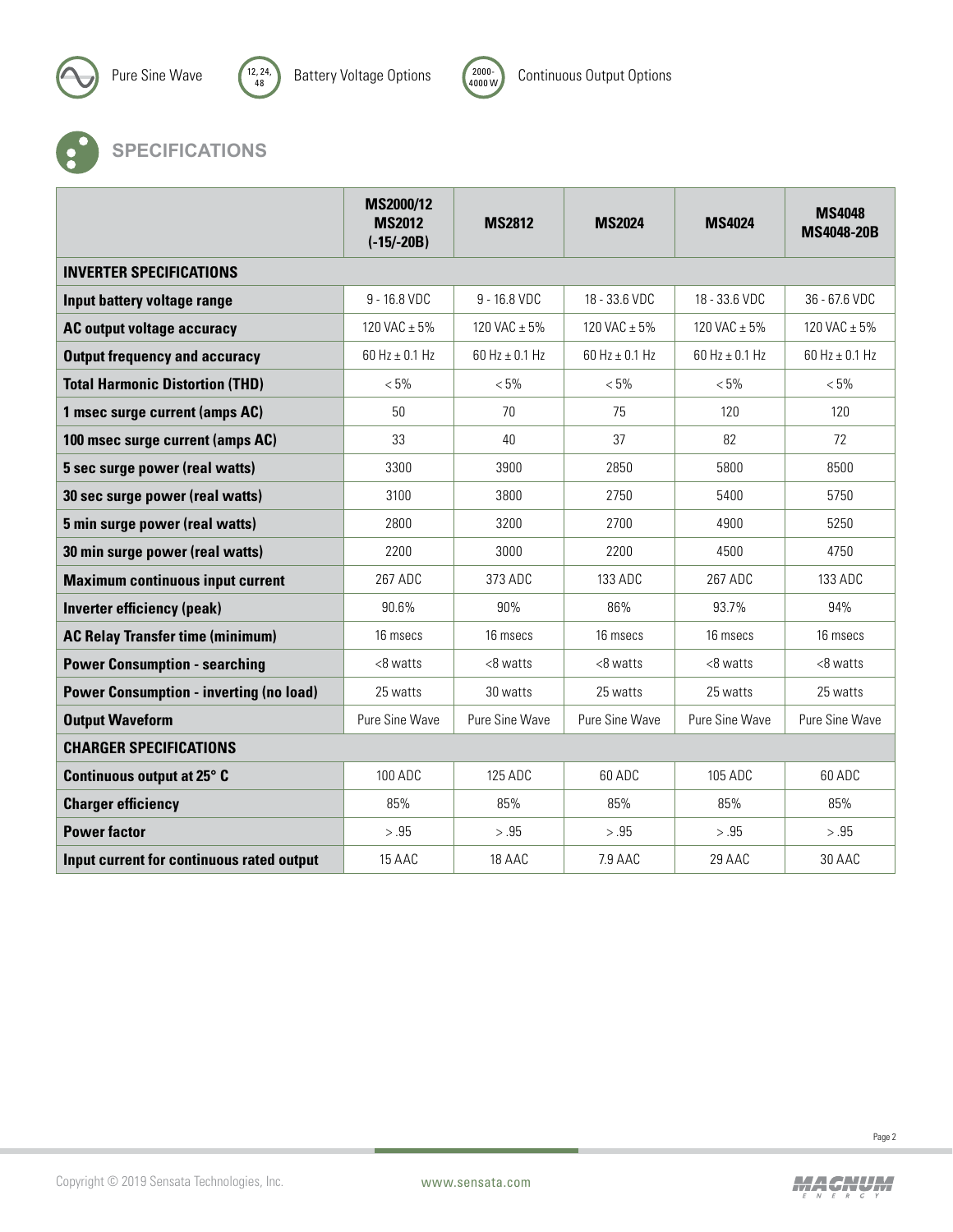Pure Sine Wave | 12, 24, 48 Battery Voltage Options | 2000-4000 W Continuous Output Options

## SPECIFICATIONS

| | MS2000/12 MS2012 (-15/-20B) | MS2812 | MS2024 | MS4024 | MS4048 MS4048-20B |
|---|---|---|---|---|---|
| **INVERTER SPECIFICATIONS** | | | | | |
| **Input battery voltage range** | 9 - 16.8 VDC | 9 - 16.8 VDC | 18 - 33.6 VDC | 18 - 33.6 VDC | 36 - 67.6 VDC |
| **AC output voltage accuracy** | 120 VAC ± 5% | 120 VAC ± 5% | 120 VAC ± 5% | 120 VAC ± 5% | 120 VAC ± 5% |
| **Output frequency and accuracy** | 60 Hz ± 0.1 Hz | 60 Hz ± 0.1 Hz | 60 Hz ± 0.1 Hz | 60 Hz ± 0.1 Hz | 60 Hz ± 0.1 Hz |
| **Total Harmonic Distortion (THD)** | < 5% | < 5% | < 5% | < 5% | < 5% |
| **1 msec surge current (amps AC)** | 50 | 70 | 75 | 120 | 120 |
| **100 msec surge current (amps AC)** | 33 | 40 | 37 | 82 | 72 |
| **5 sec surge power (real watts)** | 3300 | 3900 | 2850 | 5800 | 8500 |
| **30 sec surge power (real watts)** | 3100 | 3800 | 2750 | 5400 | 5750 |
| **5 min surge power (real watts)** | 2800 | 3200 | 2700 | 4900 | 5250 |
| **30 min surge power (real watts)** | 2200 | 3000 | 2200 | 4500 | 4750 |
| **Maximum continuous input current** | 267 ADC | 373 ADC | 133 ADC | 267 ADC | 133 ADC |
| **Inverter efficiency (peak)** | 90.6% | 90% | 86% | 93.7% | 94% |
| **AC Relay Transfer time (minimum)** | 16 msecs | 16 msecs | 16 msecs | 16 msecs | 16 msecs |
| **Power Consumption - searching** | <8 watts | <8 watts | <8 watts | <8 watts | <8 watts |
| **Power Consumption - inverting (no load)** | 25 watts | 30 watts | 25 watts | 25 watts | 25 watts |
| **Output Waveform** | Pure Sine Wave | Pure Sine Wave | Pure Sine Wave | Pure Sine Wave | Pure Sine Wave |
| **CHARGER SPECIFICATIONS** | | | | | |
| **Continuous output at 25° C** | 100 ADC | 125 ADC | 60 ADC | 105 ADC | 60 ADC |
| **Charger efficiency** | 85% | 85% | 85% | 85% | 85% |
| **Power factor** | > .95 | > .95 | > .95 | > .95 | > .95 |
| **Input current for continuous rated output** | 15 AAC | 18 AAC | 7.9 AAC | 29 AAC | 30 AAC |

Copyright © 2019 Sensata Technologies, Inc. www.sensata.com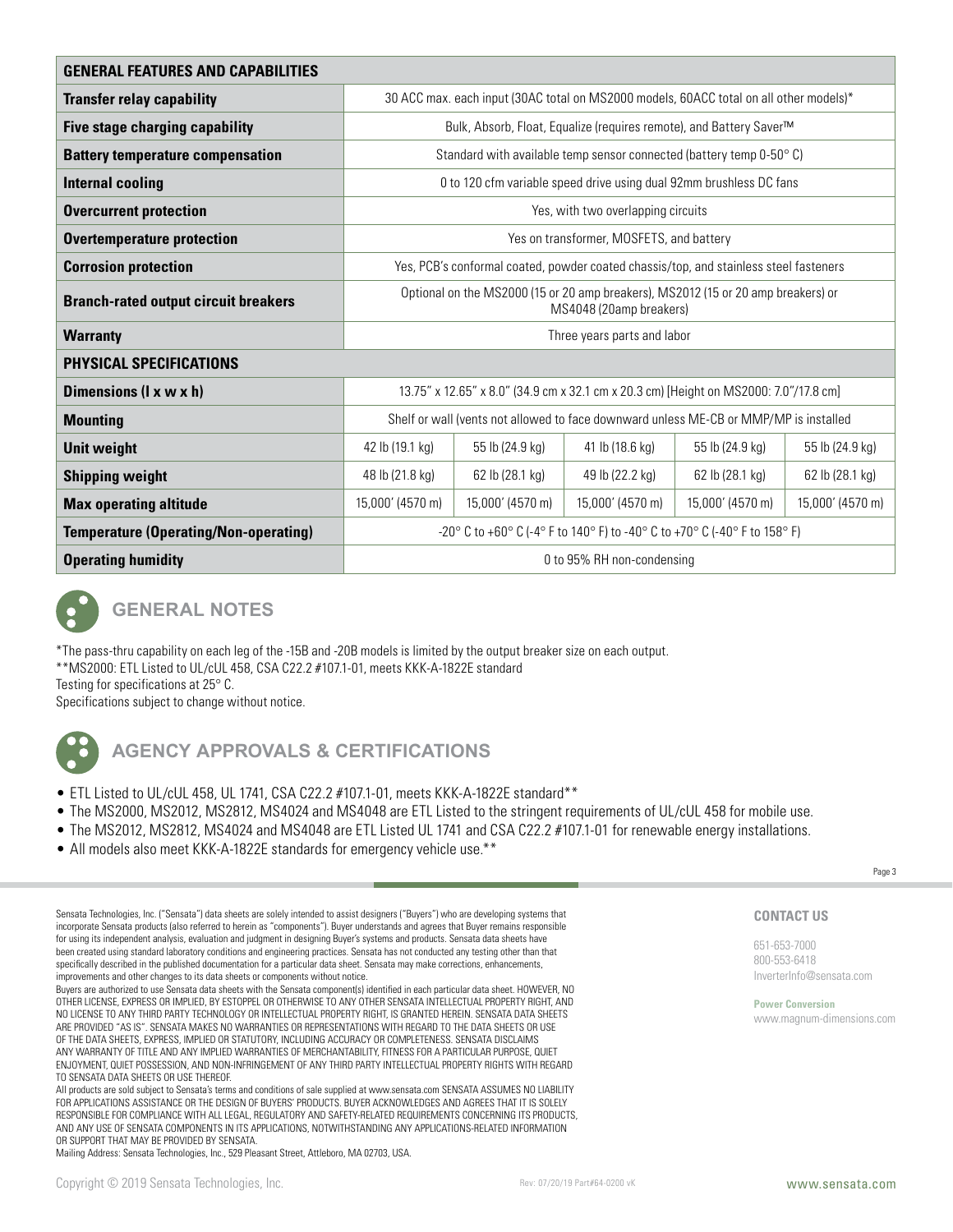| GENERAL FEATURES AND CAPABILITIES | | | | | |
|---|---|---|---|---|---|
| **Transfer relay capability** | 30 ACC max. each input (30AC total on MS2000 models, 60ACC total on all other models)* | | | | |
| **Five stage charging capability** | Bulk, Absorb, Float, Equalize (requires remote), and Battery Saver™ | | | | |
| **Battery temperature compensation** | Standard with available temp sensor connected (battery temp 0-50° C) | | | | |
| **Internal cooling** | 0 to 120 cfm variable speed drive using dual 92mm brushless DC fans | | | | |
| **Overcurrent protection** | Yes, with two overlapping circuits | | | | |
| **Overtemperature protection** | Yes on transformer, MOSFETS, and battery | | | | |
| **Corrosion protection** | Yes, PCB's conformal coated, powder coated chassis/top, and stainless steel fasteners | | | | |
| **Branch-rated output circuit breakers** | Optional on the MS2000 (15 or 20 amp breakers), MS2012 (15 or 20 amp breakers) or MS4048 (20amp breakers) | | | | |
| **Warranty** | Three years parts and labor | | | | |
| **PHYSICAL SPECIFICATIONS** | | | | | |
| **Dimensions (l x w x h)** | 13.75" x 12.65" x 8.0" (34.9 cm x 32.1 cm x 20.3 cm) [Height on MS2000: 7.0"/17.8 cm] | | | | |
| **Mounting** | Shelf or wall (vents not allowed to face downward unless ME-CB or MMP/MP is installed | | | | |
| **Unit weight** | 42 lb (19.1 kg) | 55 lb (24.9 kg) | 41 lb (18.6 kg) | 55 lb (24.9 kg) | 55 lb (24.9 kg) |
| **Shipping weight** | 48 lb (21.8 kg) | 62 lb (28.1 kg) | 49 lb (22.2 kg) | 62 lb (28.1 kg) | 62 lb (28.1 kg) |
| **Max operating altitude** | 15,000' (4570 m) | 15,000' (4570 m) | 15,000' (4570 m) | 15,000' (4570 m) | 15,000' (4570 m) |
| **Temperature (Operating/Non-operating)** | -20° C to +60° C (-4° F to 140° F) to -40° C to +70° C (-40° F to 158° F) | | | | |
| **Operating humidity** | 0 to 95% RH non-condensing | | | | |

## GENERAL NOTES

*The pass-thru capability on each leg of the -15B and -20B models is limited by the output breaker size on each output.
**MS2000: ETL Listed to UL/cUL 458, CSA C22.2 #107.1-01, meets KKK-A-1822E standard
Testing for specifications at 25° C.
Specifications subject to change without notice.

## AGENCY APPROVALS & CERTIFICATIONS

- ETL Listed to UL/cUL 458, UL 1741, CSA C22.2 #107.1-01, meets KKK-A-1822E standard**
- The MS2000, MS2012, MS2812, MS4024 and MS4048 are ETL Listed to the stringent requirements of UL/cUL 458 for mobile use.
- The MS2012, MS2812, MS4024 and MS4048 are ETL Listed UL 1741 and CSA C22.2 #107.1-01 for renewable energy installations.
- All models also meet KKK-A-1822E standards for emergency vehicle use.**

Sensata Technologies, Inc. ("Sensata") data sheets are solely intended to assist designers ("Buyers") who are developing systems that incorporate Sensata products (also referred to herein as "components"). Buyer understands and agrees that Buyer remains responsible for using its independent analysis, evaluation and judgment in designing Buyer's systems and products. Sensata data sheets have been created using standard laboratory conditions and engineering practices. Sensata has not conducted any testing other than that specifically described in the published documentation for a particular data sheet. Sensata may make corrections, enhancements, improvements and other changes to its data sheets or components without notice.

Buyers are authorized to use Sensata data sheets with the Sensata component(s) identified in each particular data sheet. HOWEVER, NO OTHER LICENSE, EXPRESS OR IMPLIED, BY ESTOPPEL OR OTHERWISE TO ANY OTHER SENSATA INTELLECTUAL PROPERTY RIGHT, AND NO LICENSE TO ANY THIRD PARTY TECHNOLOGY OR INTELLECTUAL PROPERTY RIGHT, IS GRANTED HEREIN. SENSATA DATA SHEETS ARE PROVIDED "AS IS". SENSATA MAKES NO WARRANTIES OR REPRESENTATIONS WITH REGARD TO THE DATA SHEETS OR USE OF THE DATA SHEETS, EXPRESS, IMPLIED OR STATUTORY, INCLUDING ACCURACY OR COMPLETENESS. SENSATA DISCLAIMS ANY WARRANTY OF TITLE AND ANY IMPLIED WARRANTIES OF MERCHANTABILITY, FITNESS FOR A PARTICULAR PURPOSE, QUIET ENJOYMENT, QUIET POSSESSION, AND NON-INFRINGEMENT OF ANY THIRD PARTY INTELLECTUAL PROPERTY RIGHTS WITH REGARD TO SENSATA DATA SHEETS OR USE THEREOF.

All products are sold subject to Sensata's terms and conditions of sale supplied at www.sensata.com SENSATA ASSUMES NO LIABILITY FOR APPLICATIONS ASSISTANCE OR THE DESIGN OF BUYERS' PRODUCTS. BUYER ACKNOWLEDGES AND AGREES THAT IT IS SOLELY RESPONSIBLE FOR COMPLIANCE WITH ALL LEGAL, REGULATORY AND SAFETY-RELATED REQUIREMENTS CONCERNING ITS PRODUCTS, AND ANY USE OF SENSATA COMPONENTS IN ITS APPLICATIONS, NOTWITHSTANDING ANY APPLICATIONS-RELATED INFORMATION OR SUPPORT THAT MAY BE PROVIDED BY SENSATA.

Mailing Address: Sensata Technologies, Inc., 529 Pleasant Street, Attleboro, MA 02703, USA.

### CONTACT US

651-653-7000
800-553-6418
InverterInfo@sensata.com

**Power Conversion**
www.magnum-dimensions.com

Copyright © 2019 Sensata Technologies, Inc.

Rev: 07/20/19 Part#64-0200 vK

www.sensata.com